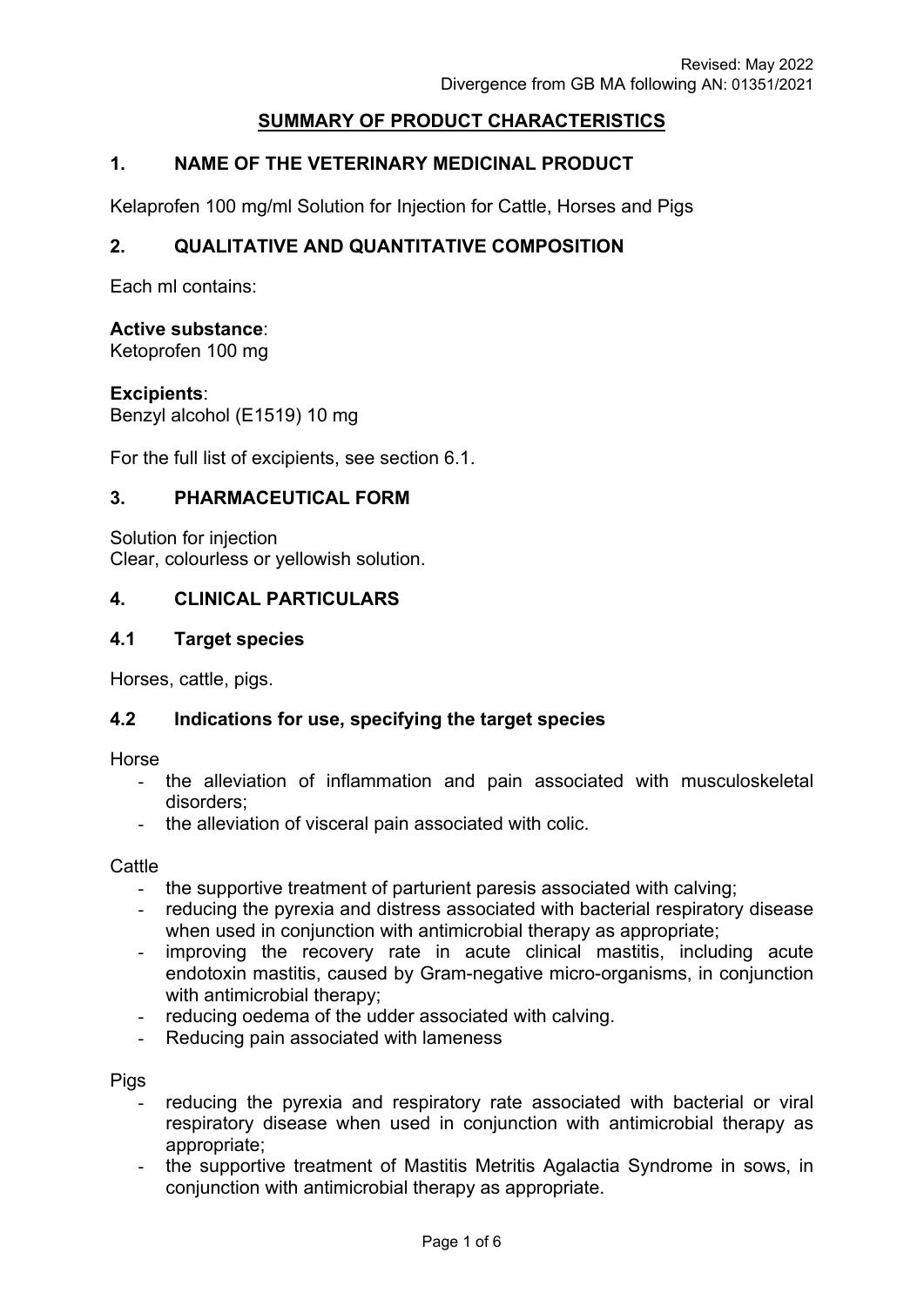Revised: May 2022
Divergence from GB MA following AN: 01351/2021

# SUMMARY OF PRODUCT CHARACTERISTICS

## 1. NAME OF THE VETERINARY MEDICINAL PRODUCT

Kelaprofen 100 mg/ml Solution for Injection for Cattle, Horses and Pigs

## 2. QUALITATIVE AND QUANTITATIVE COMPOSITION

Each ml contains:

**Active substance**:
Ketoprofen 100 mg

**Excipients**:
Benzyl alcohol (E1519) 10 mg

For the full list of excipients, see section 6.1.

## 3. PHARMACEUTICAL FORM

Solution for injection
Clear, colourless or yellowish solution.

## 4. CLINICAL PARTICULARS

### 4.1 Target species

Horses, cattle, pigs.

### 4.2 Indications for use, specifying the target species

Horse

- the alleviation of inflammation and pain associated with musculoskeletal disorders;
- the alleviation of visceral pain associated with colic.

Cattle

- the supportive treatment of parturient paresis associated with calving;
- reducing the pyrexia and distress associated with bacterial respiratory disease when used in conjunction with antimicrobial therapy as appropriate;
- improving the recovery rate in acute clinical mastitis, including acute endotoxin mastitis, caused by Gram-negative micro-organisms, in conjunction with antimicrobial therapy;
- reducing oedema of the udder associated with calving.
- Reducing pain associated with lameness

Pigs

- reducing the pyrexia and respiratory rate associated with bacterial or viral respiratory disease when used in conjunction with antimicrobial therapy as appropriate;
- the supportive treatment of Mastitis Metritis Agalactia Syndrome in sows, in conjunction with antimicrobial therapy as appropriate.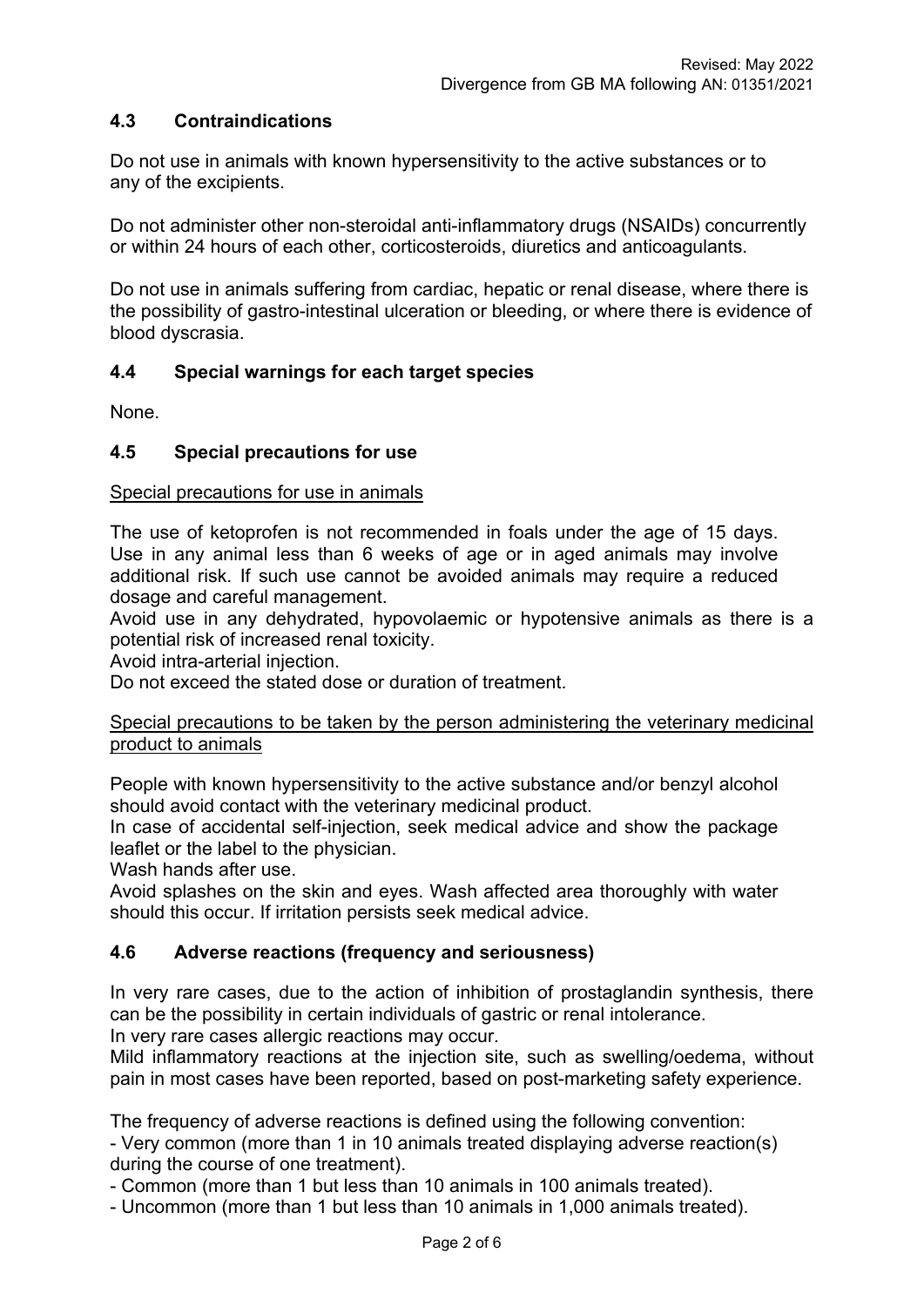## 4.3 Contraindications

Do not use in animals with known hypersensitivity to the active substances or to any of the excipients.

Do not administer other non-steroidal anti-inflammatory drugs (NSAIDs) concurrently or within 24 hours of each other, corticosteroids, diuretics and anticoagulants.

Do not use in animals suffering from cardiac, hepatic or renal disease, where there is the possibility of gastro-intestinal ulceration or bleeding, or where there is evidence of blood dyscrasia.

## 4.4 Special warnings for each target species

None.

## 4.5 Special precautions for use

Special precautions for use in animals

The use of ketoprofen is not recommended in foals under the age of 15 days. Use in any animal less than 6 weeks of age or in aged animals may involve additional risk. If such use cannot be avoided animals may require a reduced dosage and careful management.
Avoid use in any dehydrated, hypovolaemic or hypotensive animals as there is a potential risk of increased renal toxicity.
Avoid intra-arterial injection.
Do not exceed the stated dose or duration of treatment.

Special precautions to be taken by the person administering the veterinary medicinal product to animals

People with known hypersensitivity to the active substance and/or benzyl alcohol should avoid contact with the veterinary medicinal product.
In case of accidental self-injection, seek medical advice and show the package leaflet or the label to the physician.
Wash hands after use.
Avoid splashes on the skin and eyes. Wash affected area thoroughly with water should this occur. If irritation persists seek medical advice.

## 4.6 Adverse reactions (frequency and seriousness)

In very rare cases, due to the action of inhibition of prostaglandin synthesis, there can be the possibility in certain individuals of gastric or renal intolerance.
In very rare cases allergic reactions may occur.
Mild inflammatory reactions at the injection site, such as swelling/oedema, without pain in most cases have been reported, based on post-marketing safety experience.

The frequency of adverse reactions is defined using the following convention:
- Very common (more than 1 in 10 animals treated displaying adverse reaction(s) during the course of one treatment).
- Common (more than 1 but less than 10 animals in 100 animals treated).
- Uncommon (more than 1 but less than 10 animals in 1,000 animals treated).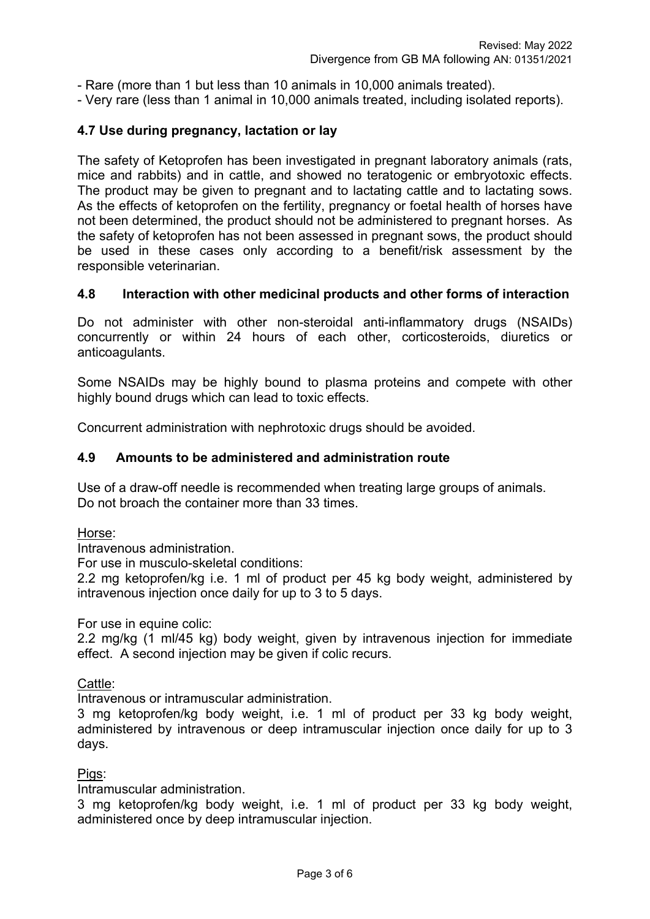- Rare (more than 1 but less than 10 animals in 10,000 animals treated).
- Very rare (less than 1 animal in 10,000 animals treated, including isolated reports).

### 4.7 Use during pregnancy, lactation or lay

The safety of Ketoprofen has been investigated in pregnant laboratory animals (rats, mice and rabbits) and in cattle, and showed no teratogenic or embryotoxic effects. The product may be given to pregnant and to lactating cattle and to lactating sows. As the effects of ketoprofen on the fertility, pregnancy or foetal health of horses have not been determined, the product should not be administered to pregnant horses. As the safety of ketoprofen has not been assessed in pregnant sows, the product should be used in these cases only according to a benefit/risk assessment by the responsible veterinarian.

### 4.8 Interaction with other medicinal products and other forms of interaction

Do not administer with other non-steroidal anti-inflammatory drugs (NSAIDs) concurrently or within 24 hours of each other, corticosteroids, diuretics or anticoagulants.

Some NSAIDs may be highly bound to plasma proteins and compete with other highly bound drugs which can lead to toxic effects.

Concurrent administration with nephrotoxic drugs should be avoided.

### 4.9 Amounts to be administered and administration route

Use of a draw-off needle is recommended when treating large groups of animals.
Do not broach the container more than 33 times.

Horse:
Intravenous administration.
For use in musculo-skeletal conditions:
2.2 mg ketoprofen/kg i.e. 1 ml of product per 45 kg body weight, administered by intravenous injection once daily for up to 3 to 5 days.

For use in equine colic:
2.2 mg/kg (1 ml/45 kg) body weight, given by intravenous injection for immediate effect. A second injection may be given if colic recurs.

Cattle:
Intravenous or intramuscular administration.
3 mg ketoprofen/kg body weight, i.e. 1 ml of product per 33 kg body weight, administered by intravenous or deep intramuscular injection once daily for up to 3 days.

Pigs:
Intramuscular administration.
3 mg ketoprofen/kg body weight, i.e. 1 ml of product per 33 kg body weight, administered once by deep intramuscular injection.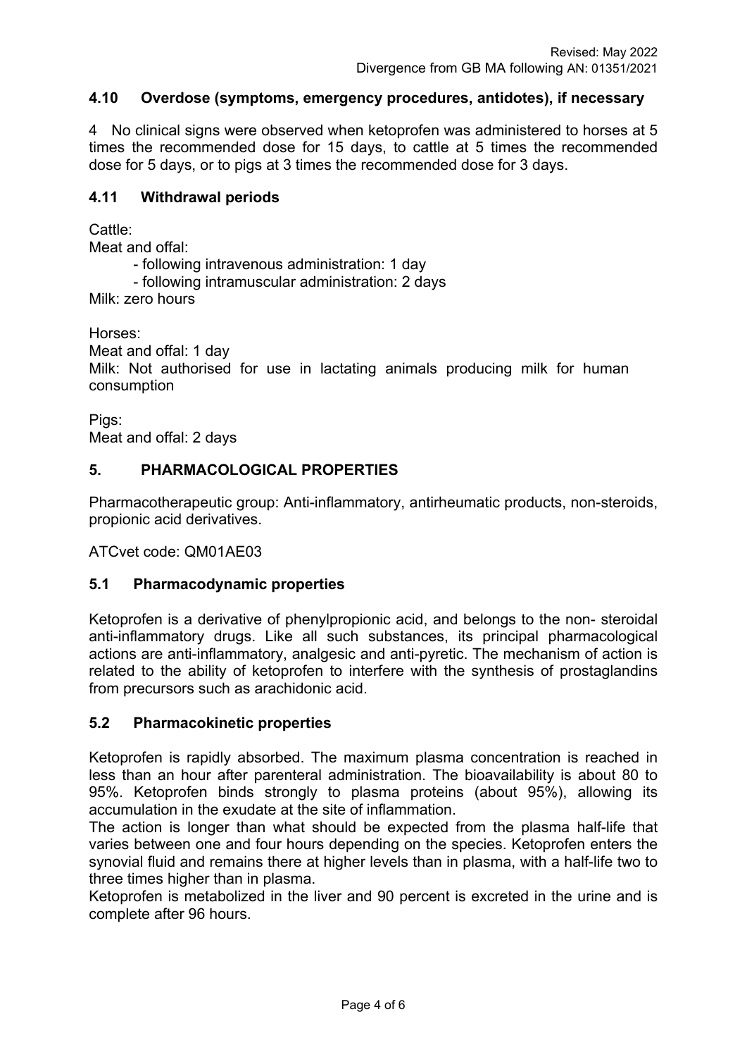### 4.10 Overdose (symptoms, emergency procedures, antidotes), if necessary

4 No clinical signs were observed when ketoprofen was administered to horses at 5 times the recommended dose for 15 days, to cattle at 5 times the recommended dose for 5 days, or to pigs at 3 times the recommended dose for 3 days.

### 4.11 Withdrawal periods

Cattle:

Meat and offal:

- following intravenous administration: 1 day
- following intramuscular administration: 2 days

Milk: zero hours

Horses:

Meat and offal: 1 day

Milk: Not authorised for use in lactating animals producing milk for human consumption

Pigs:

Meat and offal: 2 days

## 5. PHARMACOLOGICAL PROPERTIES

Pharmacotherapeutic group: Anti-inflammatory, antirheumatic products, non-steroids, propionic acid derivatives.

ATCvet code: QM01AE03

### 5.1 Pharmacodynamic properties

Ketoprofen is a derivative of phenylpropionic acid, and belongs to the non- steroidal anti-inflammatory drugs. Like all such substances, its principal pharmacological actions are anti-inflammatory, analgesic and anti-pyretic. The mechanism of action is related to the ability of ketoprofen to interfere with the synthesis of prostaglandins from precursors such as arachidonic acid.

### 5.2 Pharmacokinetic properties

Ketoprofen is rapidly absorbed. The maximum plasma concentration is reached in less than an hour after parenteral administration. The bioavailability is about 80 to 95%. Ketoprofen binds strongly to plasma proteins (about 95%), allowing its accumulation in the exudate at the site of inflammation.

The action is longer than what should be expected from the plasma half-life that varies between one and four hours depending on the species. Ketoprofen enters the synovial fluid and remains there at higher levels than in plasma, with a half-life two to three times higher than in plasma.

Ketoprofen is metabolized in the liver and 90 percent is excreted in the urine and is complete after 96 hours.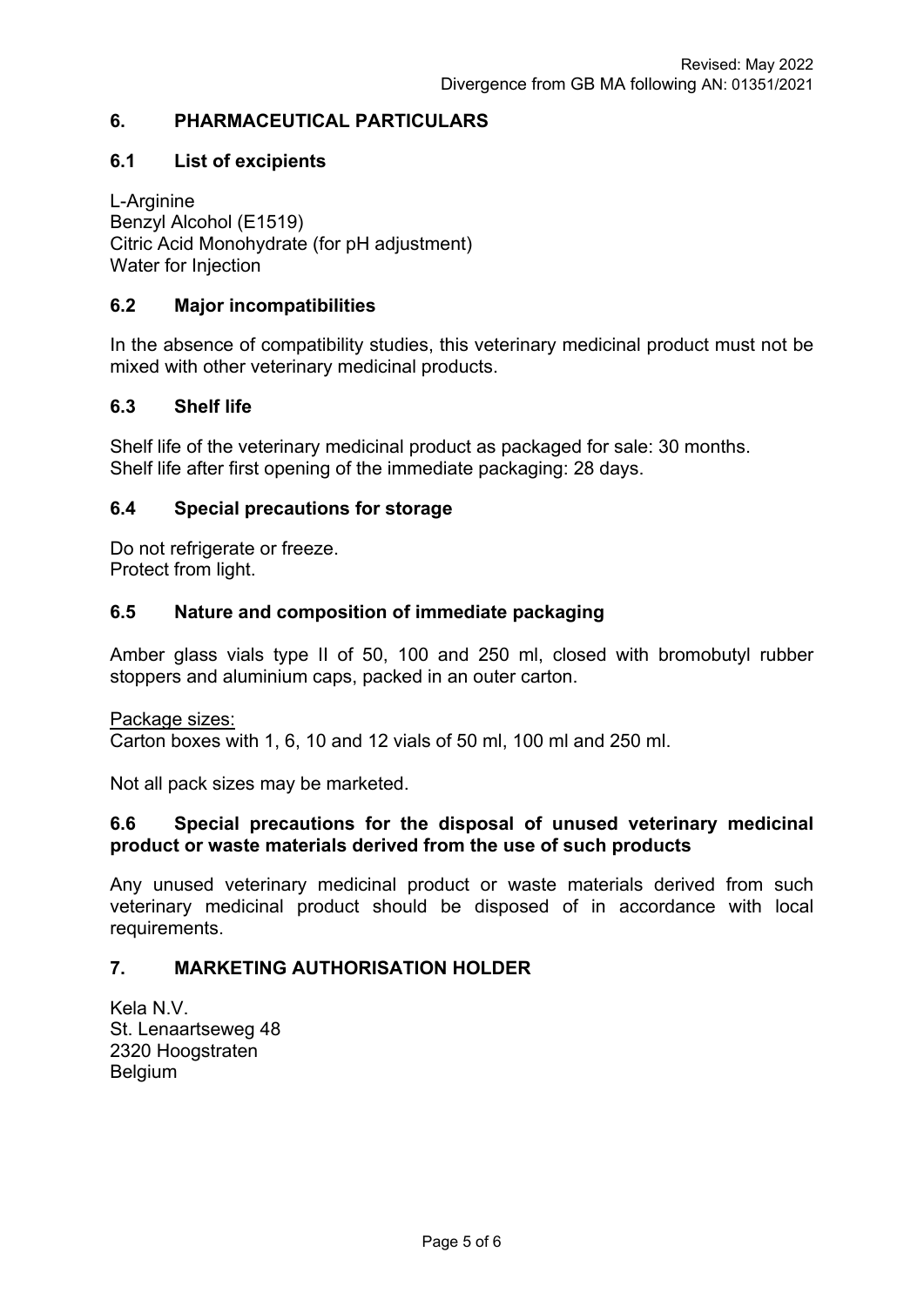## 6. PHARMACEUTICAL PARTICULARS

### 6.1 List of excipients

L-Arginine
Benzyl Alcohol (E1519)
Citric Acid Monohydrate (for pH adjustment)
Water for Injection

### 6.2 Major incompatibilities

In the absence of compatibility studies, this veterinary medicinal product must not be mixed with other veterinary medicinal products.

### 6.3 Shelf life

Shelf life of the veterinary medicinal product as packaged for sale: 30 months.
Shelf life after first opening of the immediate packaging: 28 days.

### 6.4 Special precautions for storage

Do not refrigerate or freeze.
Protect from light.

### 6.5 Nature and composition of immediate packaging

Amber glass vials type II of 50, 100 and 250 ml, closed with bromobutyl rubber stoppers and aluminium caps, packed in an outer carton.

Package sizes:
Carton boxes with 1, 6, 10 and 12 vials of 50 ml, 100 ml and 250 ml.

Not all pack sizes may be marketed.

### 6.6 Special precautions for the disposal of unused veterinary medicinal product or waste materials derived from the use of such products

Any unused veterinary medicinal product or waste materials derived from such veterinary medicinal product should be disposed of in accordance with local requirements.

## 7. MARKETING AUTHORISATION HOLDER

Kela N.V.
St. Lenaartseweg 48
2320 Hoogstraten
Belgium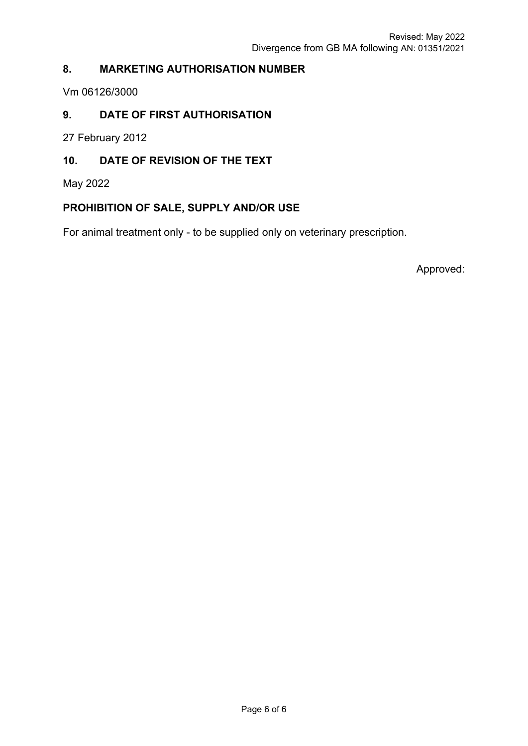## 8. MARKETING AUTHORISATION NUMBER

Vm 06126/3000

## 9. DATE OF FIRST AUTHORISATION

27 February 2012

## 10. DATE OF REVISION OF THE TEXT

May 2022

## PROHIBITION OF SALE, SUPPLY AND/OR USE

For animal treatment only - to be supplied only on veterinary prescription.

Approved: